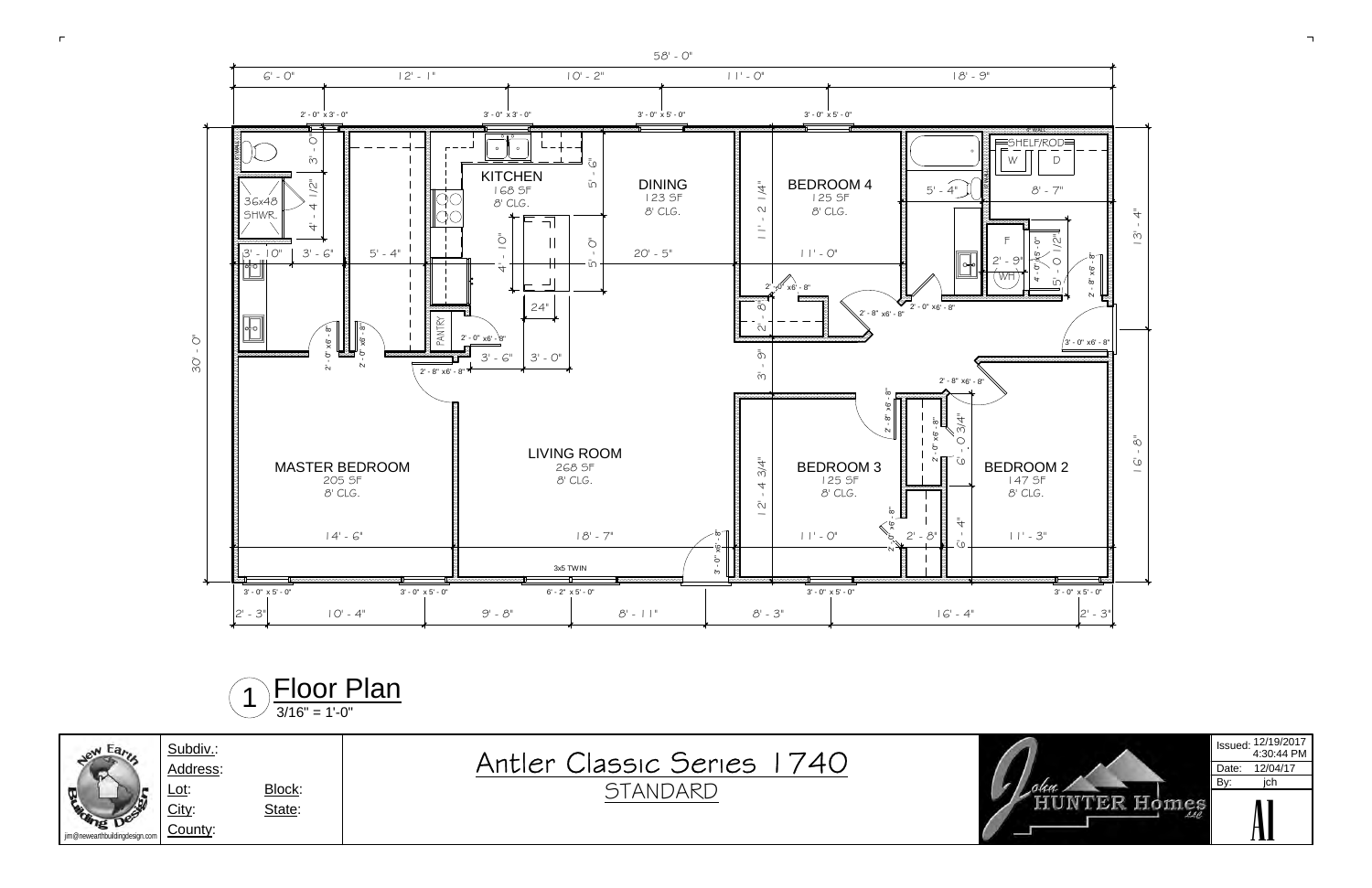# Floor Plan

1 Floor Plan
3/16" = 1'-0"

**Overall dimensions:** 58' - 0" × 30' - 0"

| Room | Area | Ceiling |
| --- | --- | --- |
| KITCHEN | 168 SF | 8' CLG. |
| DINING | 123 SF | 8' CLG. |
| BEDROOM 4 | 125 SF | 8' CLG. |
| MASTER BEDROOM | 205 SF | 8' CLG. |
| LIVING ROOM | 268 SF | 8' CLG. |
| BEDROOM 3 | 125 SF | 8' CLG. |
| BEDROOM 2 | 147 SF | 8' CLG. |

Other labels: 36x48 SHWR., PANTRY, SHELF/ROD, W, D, F, WH, 3x5 TWIN, 24"

---

| | | | |
| --- | --- | --- | --- |
| Subdiv.: | | Issued: | 12/19/2017 4:30:44 PM |
| Address: | | Date: | 12/04/17 |
| Lot: | Block: | By: | jch |
| City: | State: | | A1 |
| County: | | | |

## Antler Classic Series 1740

STANDARD

New Earth Building Design — jim@newearthbuildingdesign.com

John HUNTER Homes LLC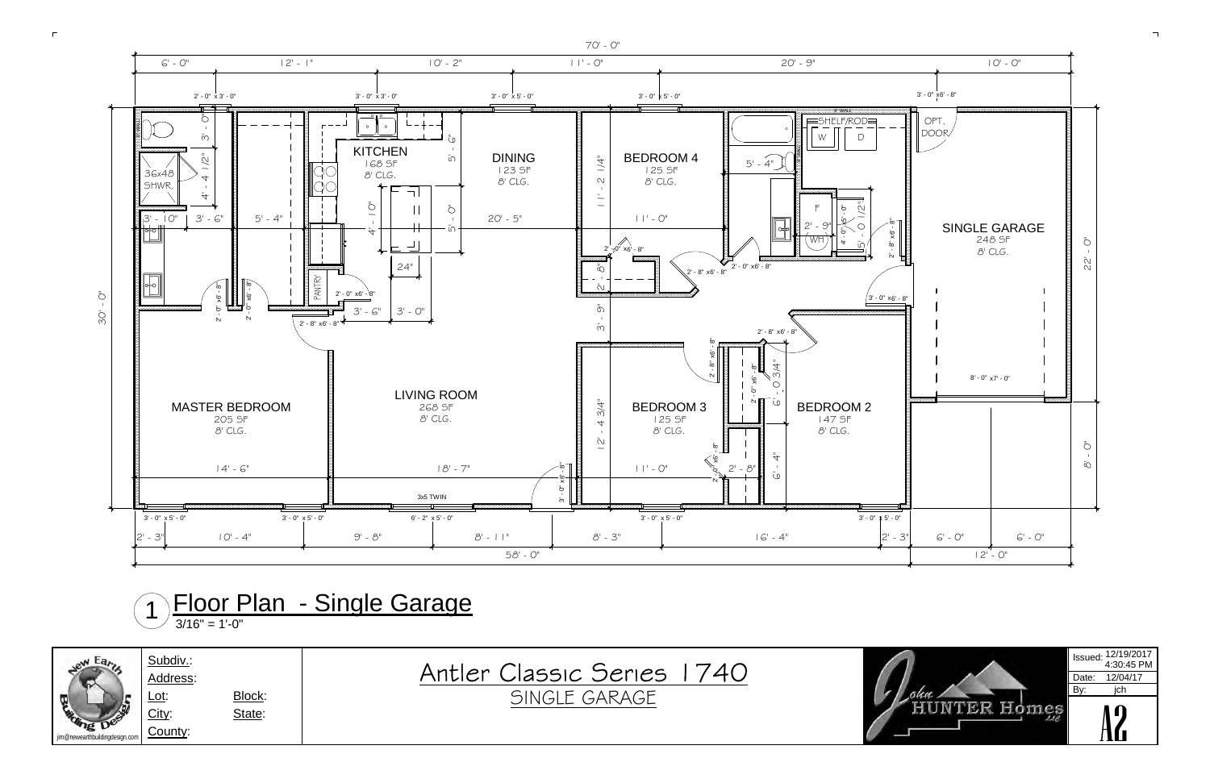# 1 Floor Plan - Single Garage

3/16" = 1'-0"

70' - 0"

6' - 0" | 12' - 1" | 10' - 2" | 11' - 0" | 20' - 9" | 10' - 0"

KITCHEN
168 SF
8' CLG.

DINING
123 SF
8' CLG.

BEDROOM 4
125 SF
8' CLG.

SINGLE GARAGE
248 SF
8' CLG.

OPT. DOOR

SHELF/ROD

W D

F

WH

36x48 SHWR.

PANTRY

MASTER BEDROOM
205 SF
8' CLG.

LIVING ROOM
268 SF
8' CLG.

BEDROOM 3
125 SF
8' CLG.

BEDROOM 2
147 SF
8' CLG.

3x5 TWIN

8' - 0" x7' - 0"

30' - 0"

22' - 0"

8' - 0"

2' - 3" | 10' - 4" | 9' - 8" | 8' - 11" | 8' - 3" | 16' - 4" | 2' - 3" | 6' - 0" | 6' - 0"

58' - 0"

12' - 0"

---

| | | | |
|---|---|---|---|
| Subdiv.: | | **Antler Classic Series 1740** | Issued: 12/19/2017 4:30:45 PM |
| Address: | | SINGLE GARAGE | Date: 12/04/17 |
| Lot: | Block: | | By: jch |
| City: | State: | | **A2** |
| County: | | | |

New Earth Building Design
jim@newearthbuildingdesign.com

John HUNTER Homes LLC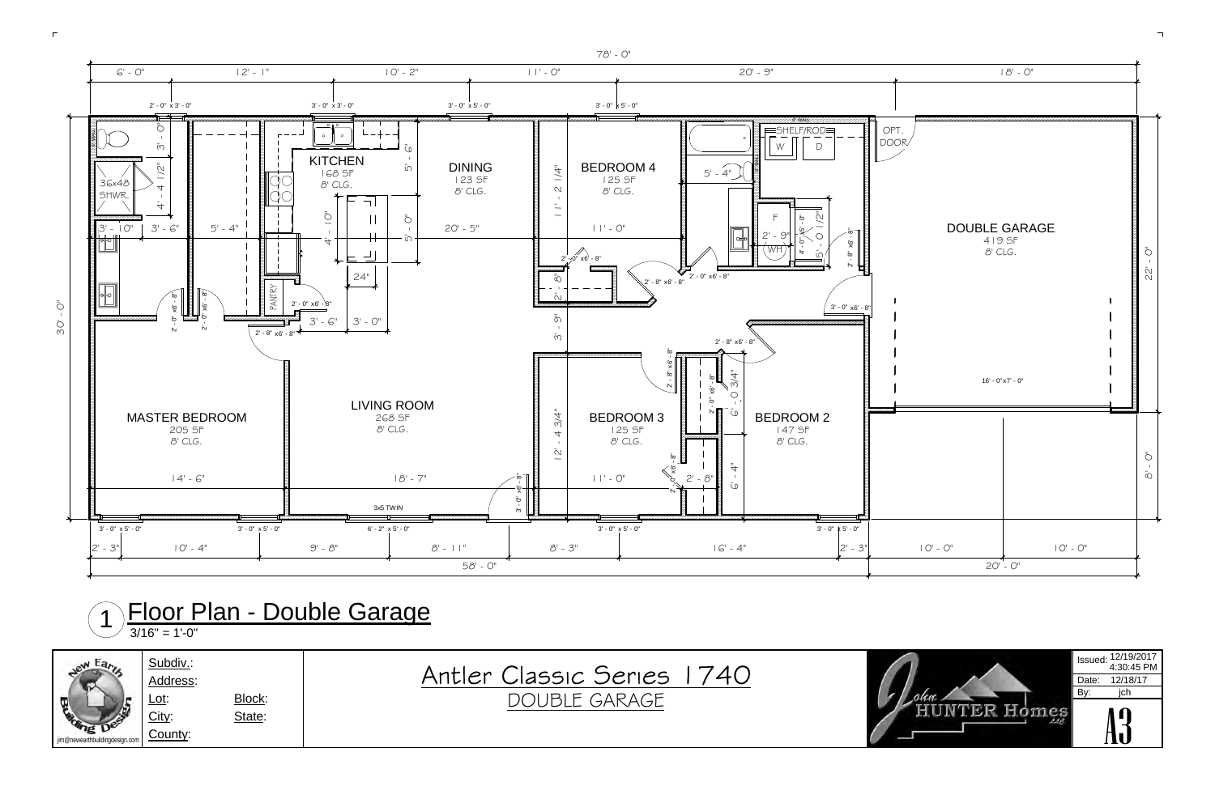# 1 Floor Plan - Double Garage

3/16" = 1'-0"

| Room | Area | Ceiling |
|---|---|---|
| KITCHEN | 168 SF | 8' CLG. |
| DINING | 123 SF | 8' CLG. |
| BEDROOM 4 | 125 SF | 8' CLG. |
| DOUBLE GARAGE | 419 SF | 8' CLG. |
| MASTER BEDROOM | 205 SF | 8' CLG. |
| LIVING ROOM | 268 SF | 8' CLG. |
| BEDROOM 3 | 125 SF | 8' CLG. |
| BEDROOM 2 | 147 SF | 8' CLG. |

Overall dimensions: 78' - 0" x 30' - 0" (house 58' - 0", garage 20' - 0")

Top dimensions: 6' - 0" | 12' - 1" | 10' - 2" | 11' - 0" | 20' - 9" | 18' - 0"

Bottom dimensions: 2' - 3" | 10' - 4" | 9' - 8" | 8' - 11" | 8' - 3" | 16' - 4" | 2' - 3" | 10' - 0" | 10' - 0"

Windows: 2' - 0" x 3' - 0", 3' - 0" x 3' - 0", 3' - 0" x 5' - 0", 3' - 0" x 5' - 0", 6' - 2" x 5' - 0", 3x5 TWIN

Other labels: 36x48 SHWR., PANTRY, SHELF/ROD, W, D, F, WH, OPT. DOOR, 16' - 0" x 7' - 0", 24"

---

| Subdiv.: | |
|---|---|
| Address: | |
| Lot: | Block: |
| City: | State: |
| County: | |

## Antler Classic Series 1740

DOUBLE GARAGE

John HUNTER Homes LLC

jim@newearthbuildingdesign.com — New Earth Building Design

| | |
|---|---|
| Issued: | 12/19/2017 4:30:45 PM |
| Date: | 12/18/17 |
| By: | jch |

A3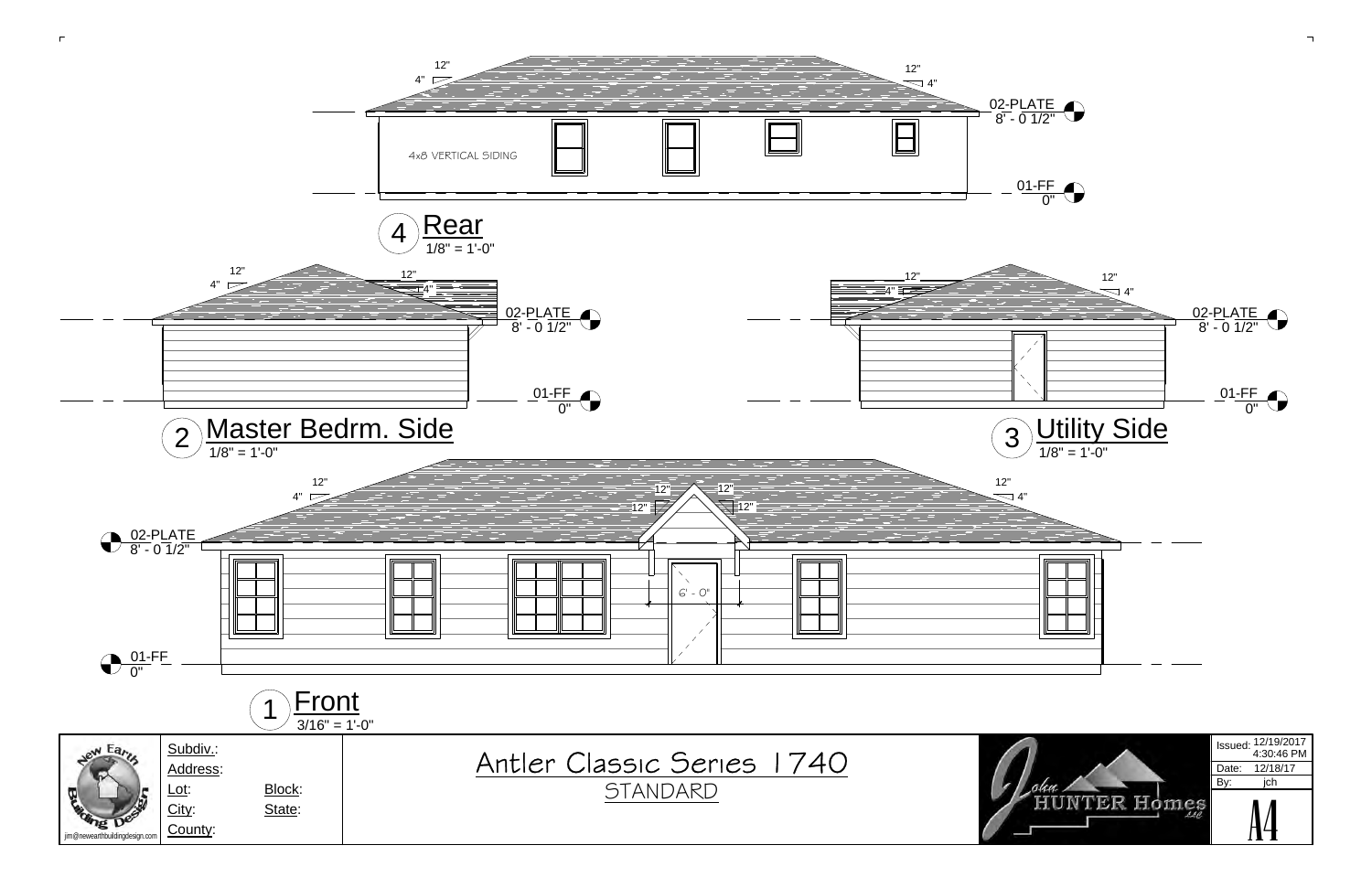## 4 Rear
1/8" = 1'-0"

12"
4"

12"
4"

4x8 VERTICAL SIDING

02-PLATE
8' - 0 1/2"

01-FF
0"

## 2 Master Bedrm. Side
1/8" = 1'-0"

12"
4"

12"
4"

02-PLATE
8' - 0 1/2"

01-FF
0"

## 3 Utility Side
1/8" = 1'-0"

12"
4"

12"
4"

02-PLATE
8' - 0 1/2"

01-FF
0"

## 1 Front
3/16" = 1'-0"

12"
4"

12"
12"

12"
12"

12"
4"

6' - 0"

02-PLATE
8' - 0 1/2"

01-FF
0"

---

New Earth Building Design
jim@newearthbuildingdesign.com

Subdiv.:
Address:
Lot: Block:
City: State:
County:

# Antler Classic Series 1740
STANDARD

John HUNTER Homes LLC

Issued: 12/19/2017 4:30:46 PM
Date: 12/18/17
By: jch

A4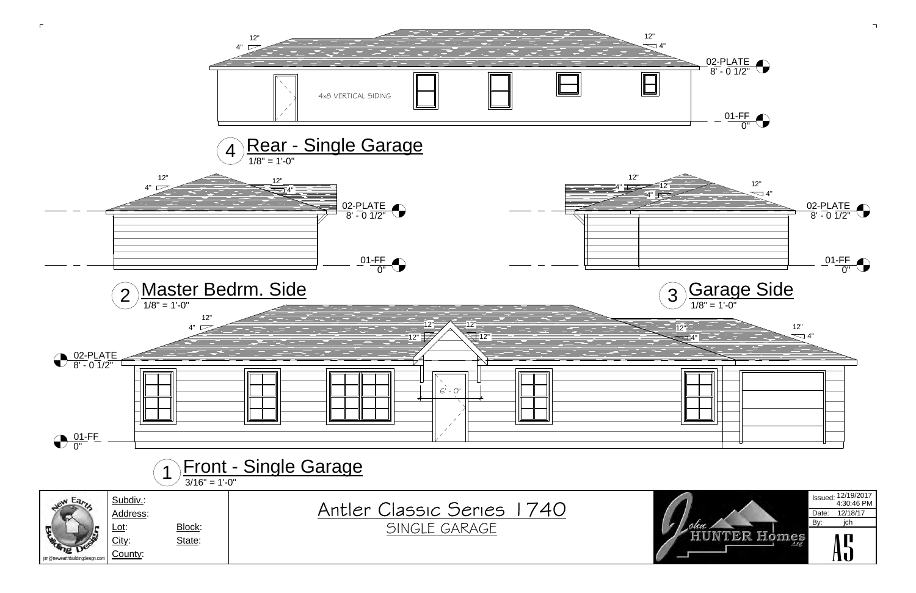## 4 Rear - Single Garage

1/8" = 1'-0"

12"
4"

4x8 VERTICAL SIDING

02-PLATE
8' - 0 1/2"

01-FF
0"

## 2 Master Bedrm. Side

1/8" = 1'-0"

12"
4"

02-PLATE
8' - 0 1/2"

01-FF
0"

## 3 Garage Side

1/8" = 1'-0"

12"
4"

02-PLATE
8' - 0 1/2"

01-FF
0"

## 1 Front - Single Garage

3/16" = 1'-0"

12"
4"

12"
12"

6' - 0"

02-PLATE
8' - 0 1/2"

01-FF
0"

---

Subdiv.:
Address:
Lot: Block:
City: State:
County:

jim@newearthbuildingdesign.com

# Antler Classic Series 1740

SINGLE GARAGE

John HUNTER Homes LLC

Issued: 12/19/2017 4:30:46 PM
Date: 12/18/17
By: jch

A5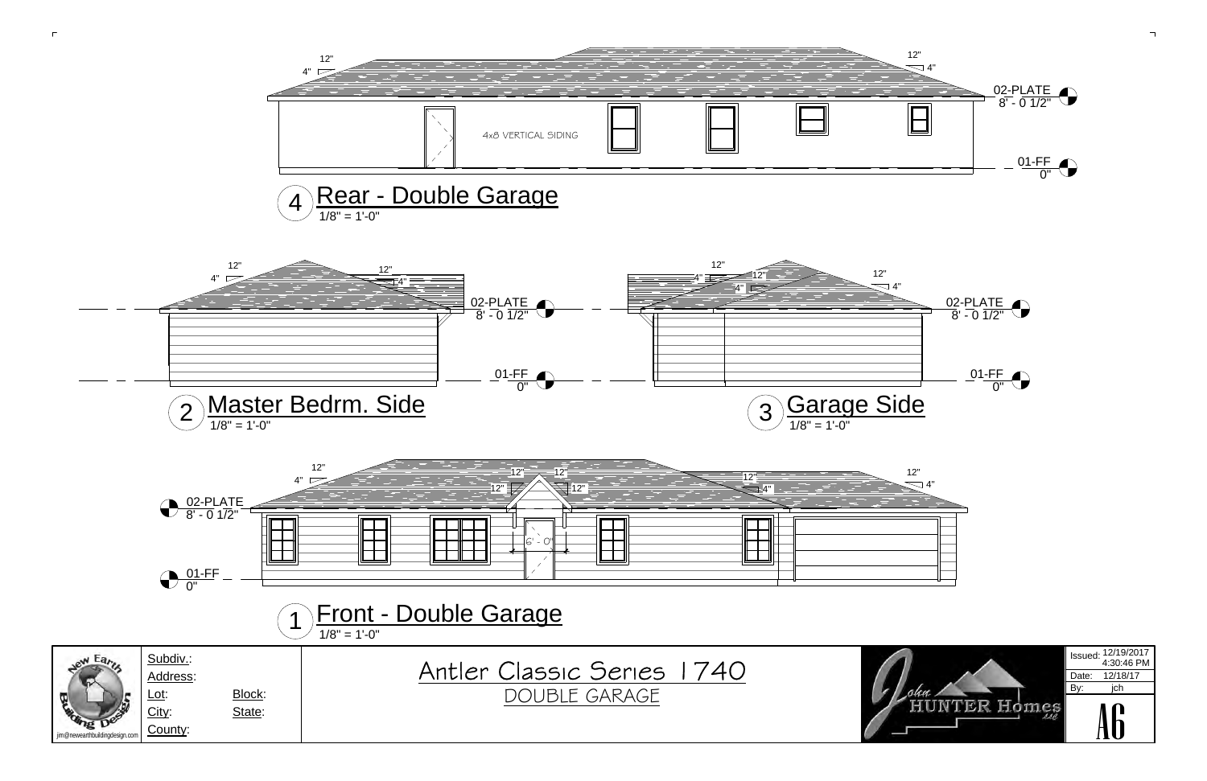## 4 Rear - Double Garage

1/8" = 1'-0"

12"
4"

12"
4"

4x8 VERTICAL SIDING

02-PLATE
8' - 0 1/2"

01-FF
0"

## 2 Master Bedrm. Side

1/8" = 1'-0"

12"
4"

12"
4"

02-PLATE
8' - 0 1/2"

01-FF
0"

## 3 Garage Side

1/8" = 1'-0"

12"
4"

12"
4"

12"
4"

02-PLATE
8' - 0 1/2"

01-FF
0"

## 1 Front - Double Garage

1/8" = 1'-0"

12"
4"

12"
12"

12"
12"

12"
4"

12"
4"

6' - 0"

02-PLATE
8' - 0 1/2"

01-FF
0"

---

New Earth Building Design
jim@newearthbuildingdesign.com

| | |
|---|---|
| Subdiv.: | |
| Address: | |
| Lot: | Block: |
| City: | State: |
| County: | |

# Antler Classic Series 1740

DOUBLE GARAGE

John HUNTER Homes LLC

| | |
|---|---|
| Issued: | 12/19/2017 4:30:46 PM |
| Date: | 12/18/17 |
| By: | jch |

A6